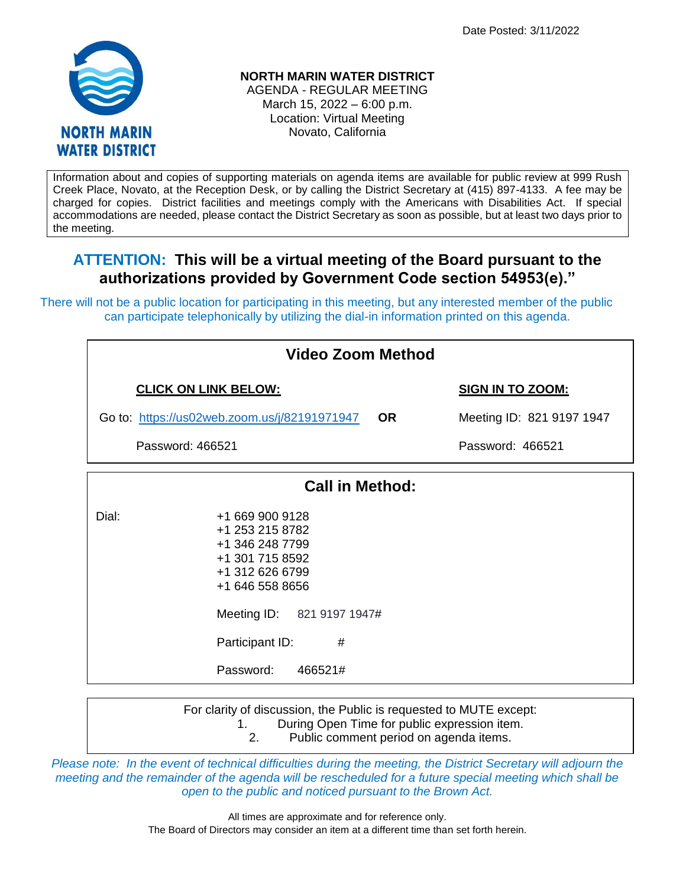Date Posted: 3/11/2022

**NORTH MARIN WATER DISTRICT**
AGENDA - REGULAR MEETING
March 15, 2022 – 6:00 p.m.
Location: Virtual Meeting
Novato, California

Information about and copies of supporting materials on agenda items are available for public review at 999 Rush Creek Place, Novato, at the Reception Desk, or by calling the District Secretary at (415) 897-4133. A fee may be charged for copies. District facilities and meetings comply with the Americans with Disabilities Act. If special accommodations are needed, please contact the District Secretary as soon as possible, but at least two days prior to the meeting.

## ATTENTION: This will be a virtual meeting of the Board pursuant to the authorizations provided by Government Code section 54953(e)."

There will not be a public location for participating in this meeting, but any interested member of the public can participate telephonically by utilizing the dial-in information printed on this agenda.

### Video Zoom Method

| CLICK ON LINK BELOW: | | SIGN IN TO ZOOM: |
|---|---|---|
| Go to: https://us02web.zoom.us/j/82191971947 | OR | Meeting ID: 821 9197 1947 |
| Password: 466521 | | Password: 466521 |

### Call in Method:

Dial:
+1 669 900 9128
+1 253 215 8782
+1 346 248 7799
+1 301 715 8592
+1 312 626 6799
+1 646 558 8656

Meeting ID: 821 9197 1947#

Participant ID: #

Password: 466521#

For clarity of discussion, the Public is requested to MUTE except:

1. During Open Time for public expression item.
2. Public comment period on agenda items.

*Please note: In the event of technical difficulties during the meeting, the District Secretary will adjourn the meeting and the remainder of the agenda will be rescheduled for a future special meeting which shall be open to the public and noticed pursuant to the Brown Act.*

All times are approximate and for reference only.
The Board of Directors may consider an item at a different time than set forth herein.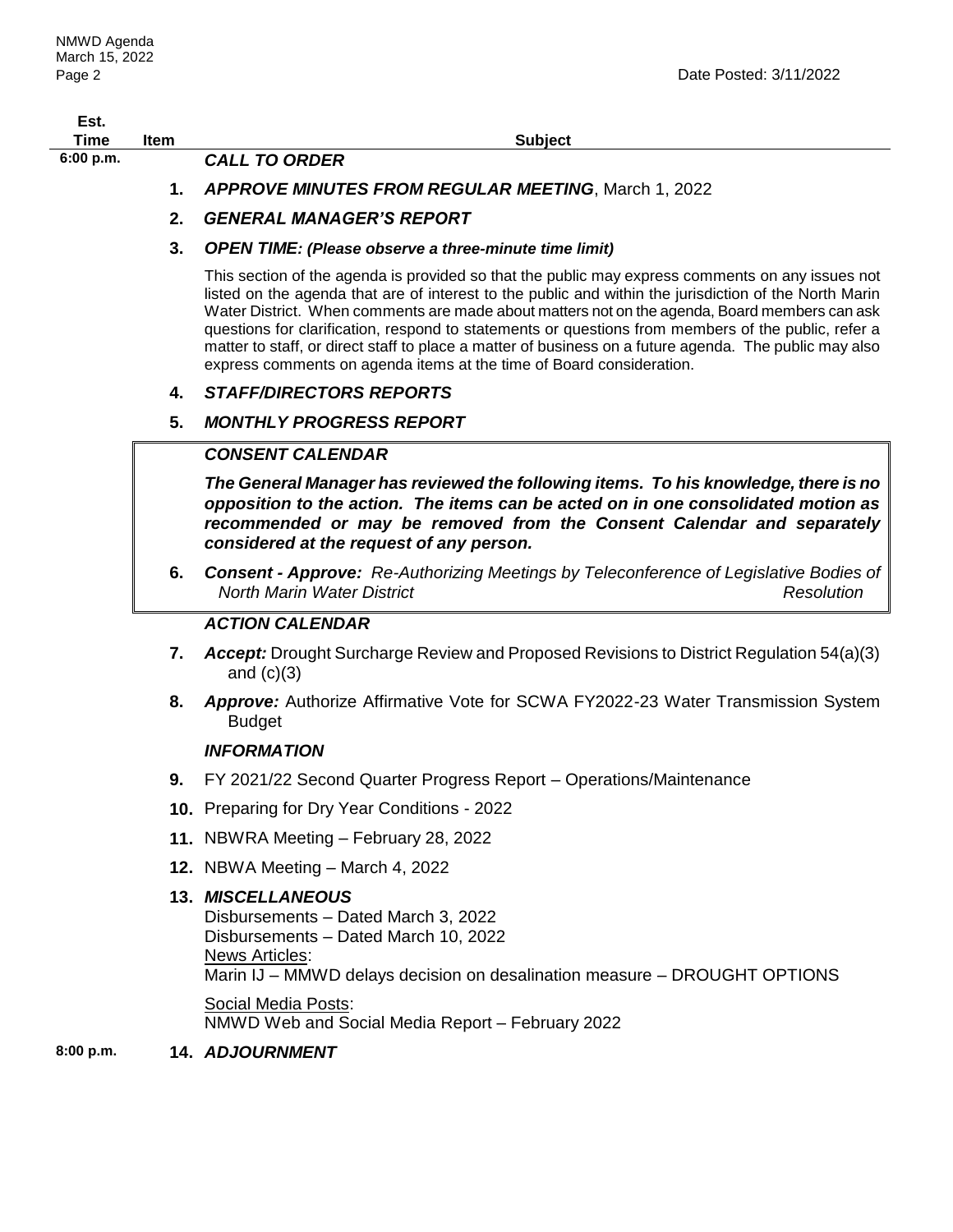| Est. Time | Item | Subject |
|---|---|---|
| 6:00 p.m. | | ***CALL TO ORDER*** |
| | 1. | ***APPROVE MINUTES FROM REGULAR MEETING***, March 1, 2022 |
| | 2. | ***GENERAL MANAGER'S REPORT*** |
| | 3. | ***OPEN TIME: (Please observe a three-minute time limit)*** |

This section of the agenda is provided so that the public may express comments on any issues not listed on the agenda that are of interest to the public and within the jurisdiction of the North Marin Water District. When comments are made about matters not on the agenda, Board members can ask questions for clarification, respond to statements or questions from members of the public, refer a matter to staff, or direct staff to place a matter of business on a future agenda. The public may also express comments on agenda items at the time of Board consideration.

**4.** ***STAFF/DIRECTORS REPORTS***

**5.** ***MONTHLY PROGRESS REPORT***

***CONSENT CALENDAR***

***The General Manager has reviewed the following items. To his knowledge, there is no opposition to the action. The items can be acted on in one consolidated motion as recommended or may be removed from the Consent Calendar and separately considered at the request of any person.***

**6.** ***Consent - Approve:*** *Re-Authorizing Meetings by Teleconference of Legislative Bodies of North Marin Water District* — *Resolution*

***ACTION CALENDAR***

**7.** ***Accept:*** Drought Surcharge Review and Proposed Revisions to District Regulation 54(a)(3) and (c)(3)

**8.** ***Approve:*** Authorize Affirmative Vote for SCWA FY2022-23 Water Transmission System Budget

***INFORMATION***

**9.** FY 2021/22 Second Quarter Progress Report – Operations/Maintenance

**10.** Preparing for Dry Year Conditions - 2022

**11.** NBWRA Meeting – February 28, 2022

**12.** NBWA Meeting – March 4, 2022

**13.** ***MISCELLANEOUS***

Disbursements – Dated March 3, 2022
Disbursements – Dated March 10, 2022
News Articles:
Marin IJ – MMWD delays decision on desalination measure – DROUGHT OPTIONS

Social Media Posts:
NMWD Web and Social Media Report – February 2022

8:00 p.m. **14.** ***ADJOURNMENT***